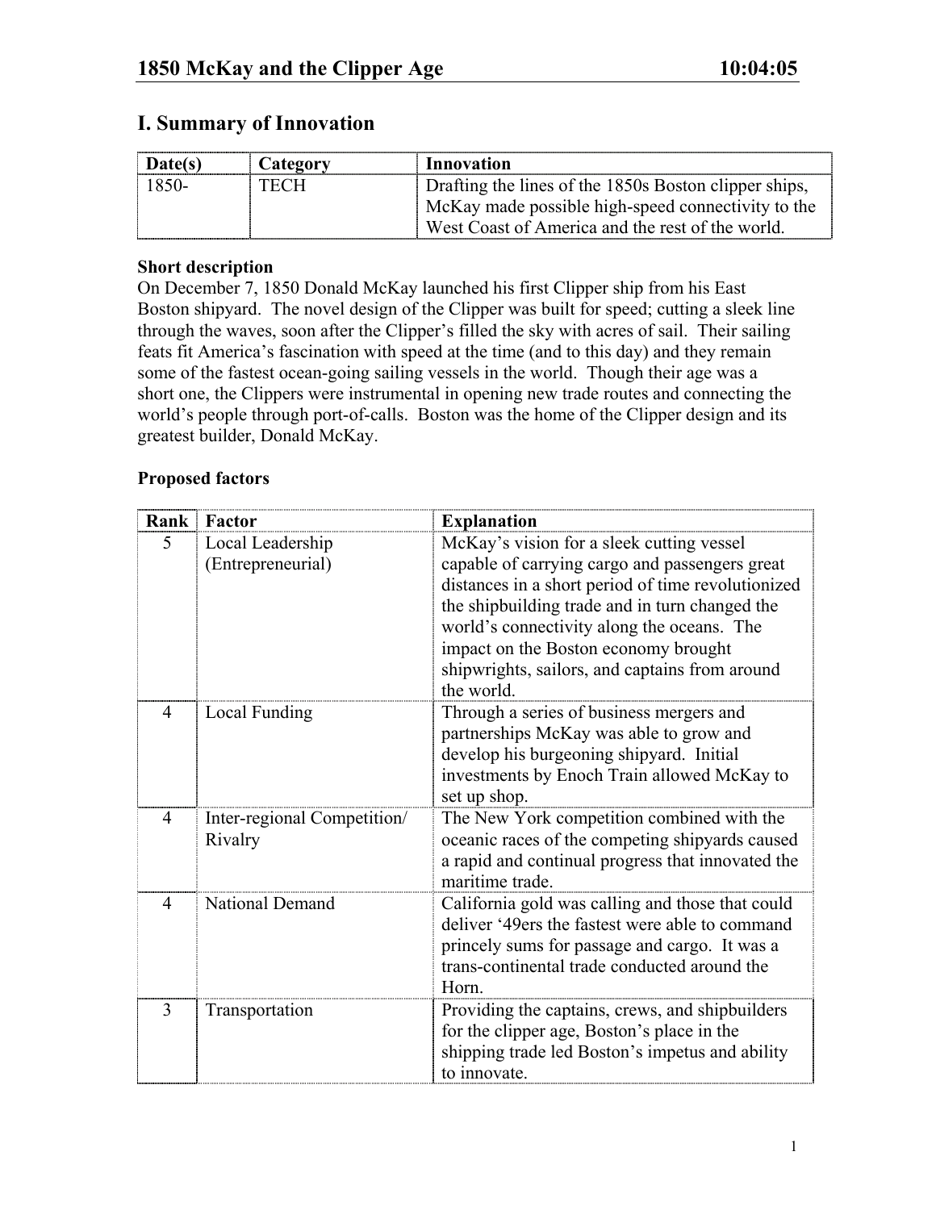# 1850 McKay and the Clipper Age 10:04:05

## I. Summary of Innovation

| Date(s) | Category | Innovation |
|---|---|---|
| 1850- | TECH | Drafting the lines of the 1850s Boston clipper ships, McKay made possible high-speed connectivity to the West Coast of America and the rest of the world. |

**Short description**

On December 7, 1850 Donald McKay launched his first Clipper ship from his East Boston shipyard. The novel design of the Clipper was built for speed; cutting a sleek line through the waves, soon after the Clipper's filled the sky with acres of sail. Their sailing feats fit America's fascination with speed at the time (and to this day) and they remain some of the fastest ocean-going sailing vessels in the world. Though their age was a short one, the Clippers were instrumental in opening new trade routes and connecting the world's people through port-of-calls. Boston was the home of the Clipper design and its greatest builder, Donald McKay.

**Proposed factors**

| Rank | Factor | Explanation |
|---|---|---|
| 5 | Local Leadership (Entrepreneurial) | McKay's vision for a sleek cutting vessel capable of carrying cargo and passengers great distances in a short period of time revolutionized the shipbuilding trade and in turn changed the world's connectivity along the oceans. The impact on the Boston economy brought shipwrights, sailors, and captains from around the world. |
| 4 | Local Funding | Through a series of business mergers and partnerships McKay was able to grow and develop his burgeoning shipyard. Initial investments by Enoch Train allowed McKay to set up shop. |
| 4 | Inter-regional Competition/ Rivalry | The New York competition combined with the oceanic races of the competing shipyards caused a rapid and continual progress that innovated the maritime trade. |
| 4 | National Demand | California gold was calling and those that could deliver '49ers the fastest were able to command princely sums for passage and cargo. It was a trans-continental trade conducted around the Horn. |
| 3 | Transportation | Providing the captains, crews, and shipbuilders for the clipper age, Boston's place in the shipping trade led Boston's impetus and ability to innovate. |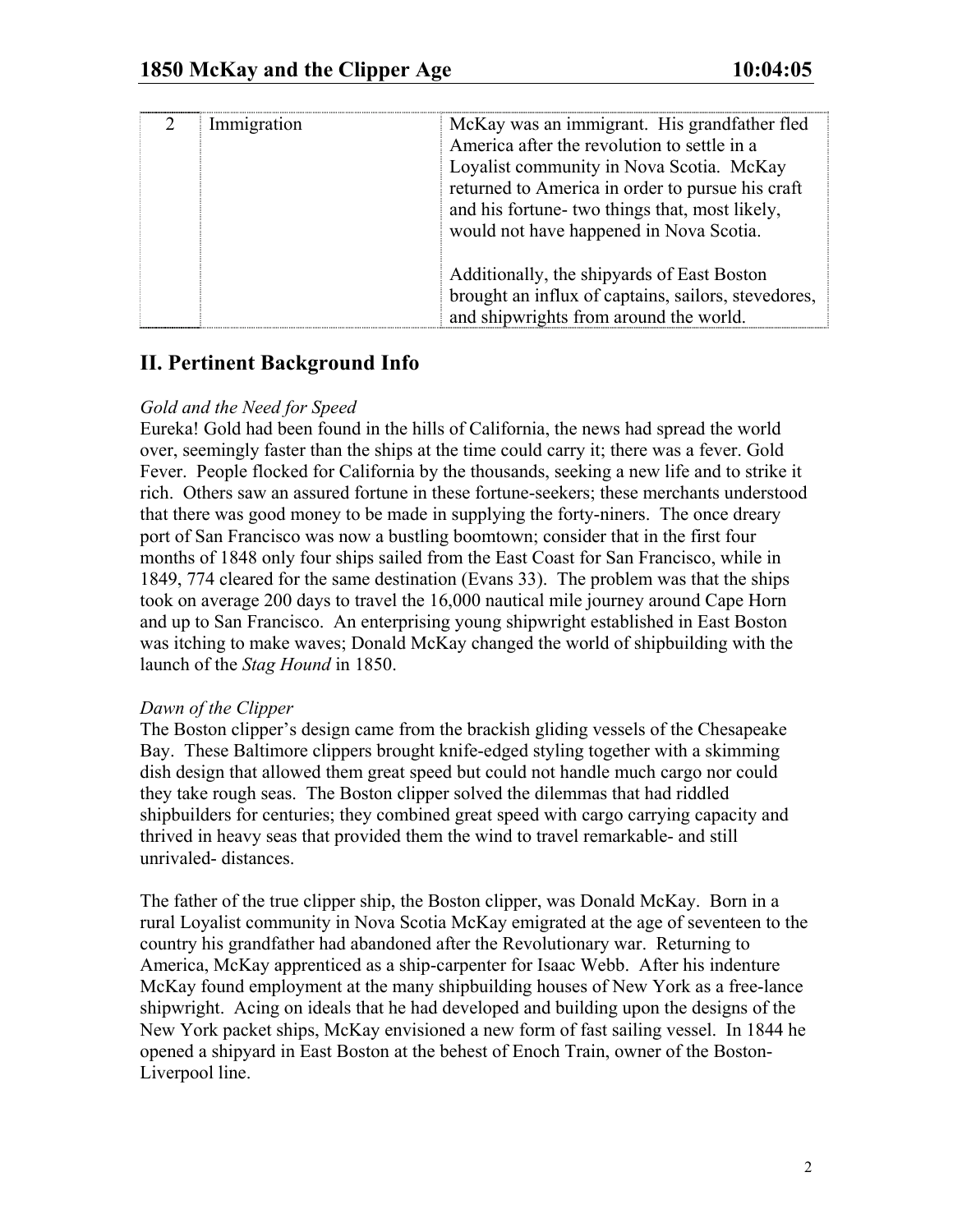| 2 | Immigration | McKay was an immigrant. His grandfather fled America after the revolution to settle in a Loyalist community in Nova Scotia. McKay returned to America in order to pursue his craft and his fortune- two things that, most likely, would not have happened in Nova Scotia.<br><br>Additionally, the shipyards of East Boston brought an influx of captains, sailors, stevedores, and shipwrights from around the world. |
|---|---|---|

## II. Pertinent Background Info

*Gold and the Need for Speed*

Eureka! Gold had been found in the hills of California, the news had spread the world over, seemingly faster than the ships at the time could carry it; there was a fever. Gold Fever. People flocked for California by the thousands, seeking a new life and to strike it rich. Others saw an assured fortune in these fortune-seekers; these merchants understood that there was good money to be made in supplying the forty-niners. The once dreary port of San Francisco was now a bustling boomtown; consider that in the first four months of 1848 only four ships sailed from the East Coast for San Francisco, while in 1849, 774 cleared for the same destination (Evans 33). The problem was that the ships took on average 200 days to travel the 16,000 nautical mile journey around Cape Horn and up to San Francisco. An enterprising young shipwright established in East Boston was itching to make waves; Donald McKay changed the world of shipbuilding with the launch of the *Stag Hound* in 1850.

*Dawn of the Clipper*

The Boston clipper's design came from the brackish gliding vessels of the Chesapeake Bay. These Baltimore clippers brought knife-edged styling together with a skimming dish design that allowed them great speed but could not handle much cargo nor could they take rough seas. The Boston clipper solved the dilemmas that had riddled shipbuilders for centuries; they combined great speed with cargo carrying capacity and thrived in heavy seas that provided them the wind to travel remarkable- and still unrivaled- distances.

The father of the true clipper ship, the Boston clipper, was Donald McKay. Born in a rural Loyalist community in Nova Scotia McKay emigrated at the age of seventeen to the country his grandfather had abandoned after the Revolutionary war. Returning to America, McKay apprenticed as a ship-carpenter for Isaac Webb. After his indenture McKay found employment at the many shipbuilding houses of New York as a free-lance shipwright. Acing on ideals that he had developed and building upon the designs of the New York packet ships, McKay envisioned a new form of fast sailing vessel. In 1844 he opened a shipyard in East Boston at the behest of Enoch Train, owner of the Boston-Liverpool line.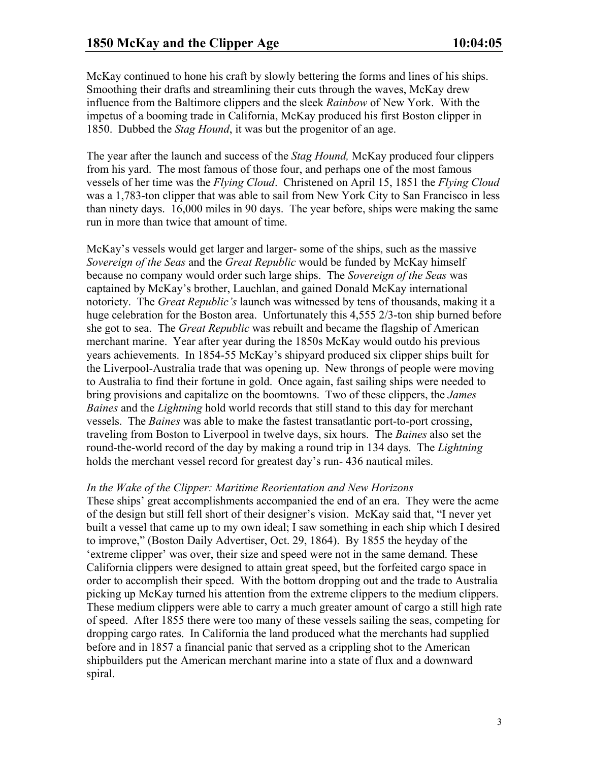McKay continued to hone his craft by slowly bettering the forms and lines of his ships. Smoothing their drafts and streamlining their cuts through the waves, McKay drew influence from the Baltimore clippers and the sleek *Rainbow* of New York. With the impetus of a booming trade in California, McKay produced his first Boston clipper in 1850. Dubbed the *Stag Hound*, it was but the progenitor of an age.

The year after the launch and success of the *Stag Hound,* McKay produced four clippers from his yard. The most famous of those four, and perhaps one of the most famous vessels of her time was the *Flying Cloud*. Christened on April 15, 1851 the *Flying Cloud* was a 1,783-ton clipper that was able to sail from New York City to San Francisco in less than ninety days. 16,000 miles in 90 days. The year before, ships were making the same run in more than twice that amount of time.

McKay's vessels would get larger and larger- some of the ships, such as the massive *Sovereign of the Seas* and the *Great Republic* would be funded by McKay himself because no company would order such large ships. The *Sovereign of the Seas* was captained by McKay's brother, Lauchlan, and gained Donald McKay international notoriety. The *Great Republic's* launch was witnessed by tens of thousands, making it a huge celebration for the Boston area. Unfortunately this 4,555 2/3-ton ship burned before she got to sea. The *Great Republic* was rebuilt and became the flagship of American merchant marine. Year after year during the 1850s McKay would outdo his previous years achievements. In 1854-55 McKay's shipyard produced six clipper ships built for the Liverpool-Australia trade that was opening up. New throngs of people were moving to Australia to find their fortune in gold. Once again, fast sailing ships were needed to bring provisions and capitalize on the boomtowns. Two of these clippers, the *James Baines* and the *Lightning* hold world records that still stand to this day for merchant vessels. The *Baines* was able to make the fastest transatlantic port-to-port crossing, traveling from Boston to Liverpool in twelve days, six hours. The *Baines* also set the round-the-world record of the day by making a round trip in 134 days. The *Lightning* holds the merchant vessel record for greatest day's run- 436 nautical miles.

*In the Wake of the Clipper: Maritime Reorientation and New Horizons*

These ships' great accomplishments accompanied the end of an era. They were the acme of the design but still fell short of their designer's vision. McKay said that, "I never yet built a vessel that came up to my own ideal; I saw something in each ship which I desired to improve," (Boston Daily Advertiser, Oct. 29, 1864). By 1855 the heyday of the 'extreme clipper' was over, their size and speed were not in the same demand. These California clippers were designed to attain great speed, but the forfeited cargo space in order to accomplish their speed. With the bottom dropping out and the trade to Australia picking up McKay turned his attention from the extreme clippers to the medium clippers. These medium clippers were able to carry a much greater amount of cargo a still high rate of speed. After 1855 there were too many of these vessels sailing the seas, competing for dropping cargo rates. In California the land produced what the merchants had supplied before and in 1857 a financial panic that served as a crippling shot to the American shipbuilders put the American merchant marine into a state of flux and a downward spiral.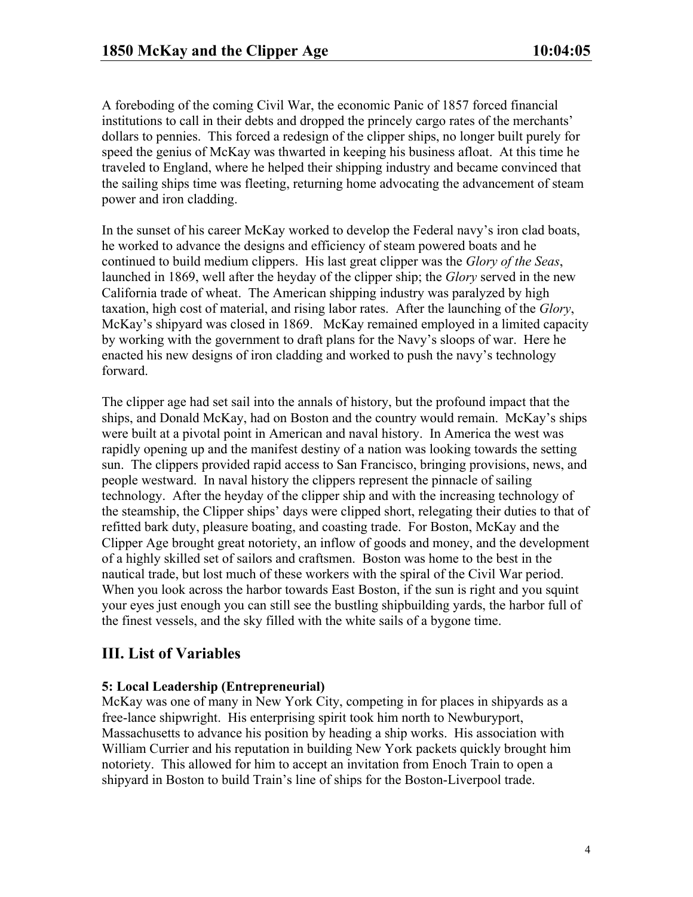A foreboding of the coming Civil War, the economic Panic of 1857 forced financial institutions to call in their debts and dropped the princely cargo rates of the merchants' dollars to pennies. This forced a redesign of the clipper ships, no longer built purely for speed the genius of McKay was thwarted in keeping his business afloat. At this time he traveled to England, where he helped their shipping industry and became convinced that the sailing ships time was fleeting, returning home advocating the advancement of steam power and iron cladding.

In the sunset of his career McKay worked to develop the Federal navy's iron clad boats, he worked to advance the designs and efficiency of steam powered boats and he continued to build medium clippers. His last great clipper was the *Glory of the Seas*, launched in 1869, well after the heyday of the clipper ship; the *Glory* served in the new California trade of wheat. The American shipping industry was paralyzed by high taxation, high cost of material, and rising labor rates. After the launching of the *Glory*, McKay's shipyard was closed in 1869. McKay remained employed in a limited capacity by working with the government to draft plans for the Navy's sloops of war. Here he enacted his new designs of iron cladding and worked to push the navy's technology forward.

The clipper age had set sail into the annals of history, but the profound impact that the ships, and Donald McKay, had on Boston and the country would remain. McKay's ships were built at a pivotal point in American and naval history. In America the west was rapidly opening up and the manifest destiny of a nation was looking towards the setting sun. The clippers provided rapid access to San Francisco, bringing provisions, news, and people westward. In naval history the clippers represent the pinnacle of sailing technology. After the heyday of the clipper ship and with the increasing technology of the steamship, the Clipper ships' days were clipped short, relegating their duties to that of refitted bark duty, pleasure boating, and coasting trade. For Boston, McKay and the Clipper Age brought great notoriety, an inflow of goods and money, and the development of a highly skilled set of sailors and craftsmen. Boston was home to the best in the nautical trade, but lost much of these workers with the spiral of the Civil War period. When you look across the harbor towards East Boston, if the sun is right and you squint your eyes just enough you can still see the bustling shipbuilding yards, the harbor full of the finest vessels, and the sky filled with the white sails of a bygone time.

## III. List of Variables

**5: Local Leadership (Entrepreneurial)**

McKay was one of many in New York City, competing in for places in shipyards as a free-lance shipwright. His enterprising spirit took him north to Newburyport, Massachusetts to advance his position by heading a ship works. His association with William Currier and his reputation in building New York packets quickly brought him notoriety. This allowed for him to accept an invitation from Enoch Train to open a shipyard in Boston to build Train's line of ships for the Boston-Liverpool trade.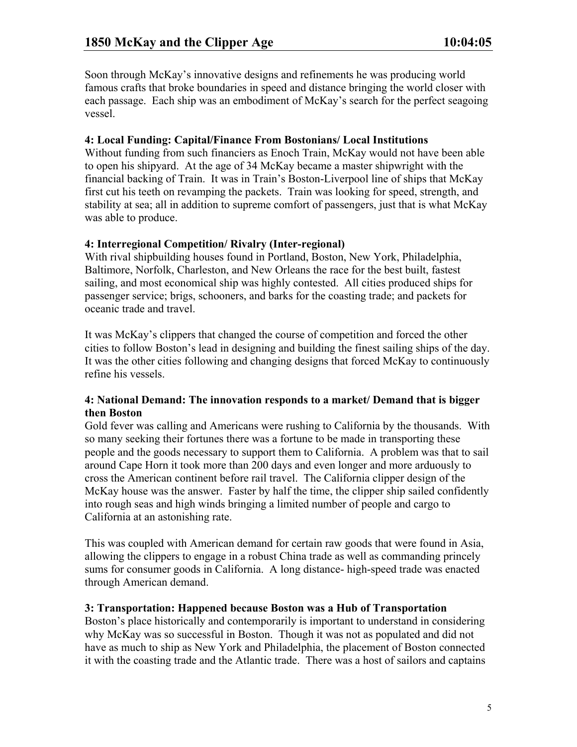Soon through McKay's innovative designs and refinements he was producing world famous crafts that broke boundaries in speed and distance bringing the world closer with each passage. Each ship was an embodiment of McKay's search for the perfect seagoing vessel.

**4: Local Funding: Capital/Finance From Bostonians/ Local Institutions**

Without funding from such financiers as Enoch Train, McKay would not have been able to open his shipyard. At the age of 34 McKay became a master shipwright with the financial backing of Train. It was in Train's Boston-Liverpool line of ships that McKay first cut his teeth on revamping the packets. Train was looking for speed, strength, and stability at sea; all in addition to supreme comfort of passengers, just that is what McKay was able to produce.

**4: Interregional Competition/ Rivalry (Inter-regional)**

With rival shipbuilding houses found in Portland, Boston, New York, Philadelphia, Baltimore, Norfolk, Charleston, and New Orleans the race for the best built, fastest sailing, and most economical ship was highly contested. All cities produced ships for passenger service; brigs, schooners, and barks for the coasting trade; and packets for oceanic trade and travel.

It was McKay's clippers that changed the course of competition and forced the other cities to follow Boston's lead in designing and building the finest sailing ships of the day. It was the other cities following and changing designs that forced McKay to continuously refine his vessels.

**4: National Demand: The innovation responds to a market/ Demand that is bigger then Boston**

Gold fever was calling and Americans were rushing to California by the thousands. With so many seeking their fortunes there was a fortune to be made in transporting these people and the goods necessary to support them to California. A problem was that to sail around Cape Horn it took more than 200 days and even longer and more arduously to cross the American continent before rail travel. The California clipper design of the McKay house was the answer. Faster by half the time, the clipper ship sailed confidently into rough seas and high winds bringing a limited number of people and cargo to California at an astonishing rate.

This was coupled with American demand for certain raw goods that were found in Asia, allowing the clippers to engage in a robust China trade as well as commanding princely sums for consumer goods in California. A long distance- high-speed trade was enacted through American demand.

**3: Transportation: Happened because Boston was a Hub of Transportation**

Boston's place historically and contemporarily is important to understand in considering why McKay was so successful in Boston. Though it was not as populated and did not have as much to ship as New York and Philadelphia, the placement of Boston connected it with the coasting trade and the Atlantic trade. There was a host of sailors and captains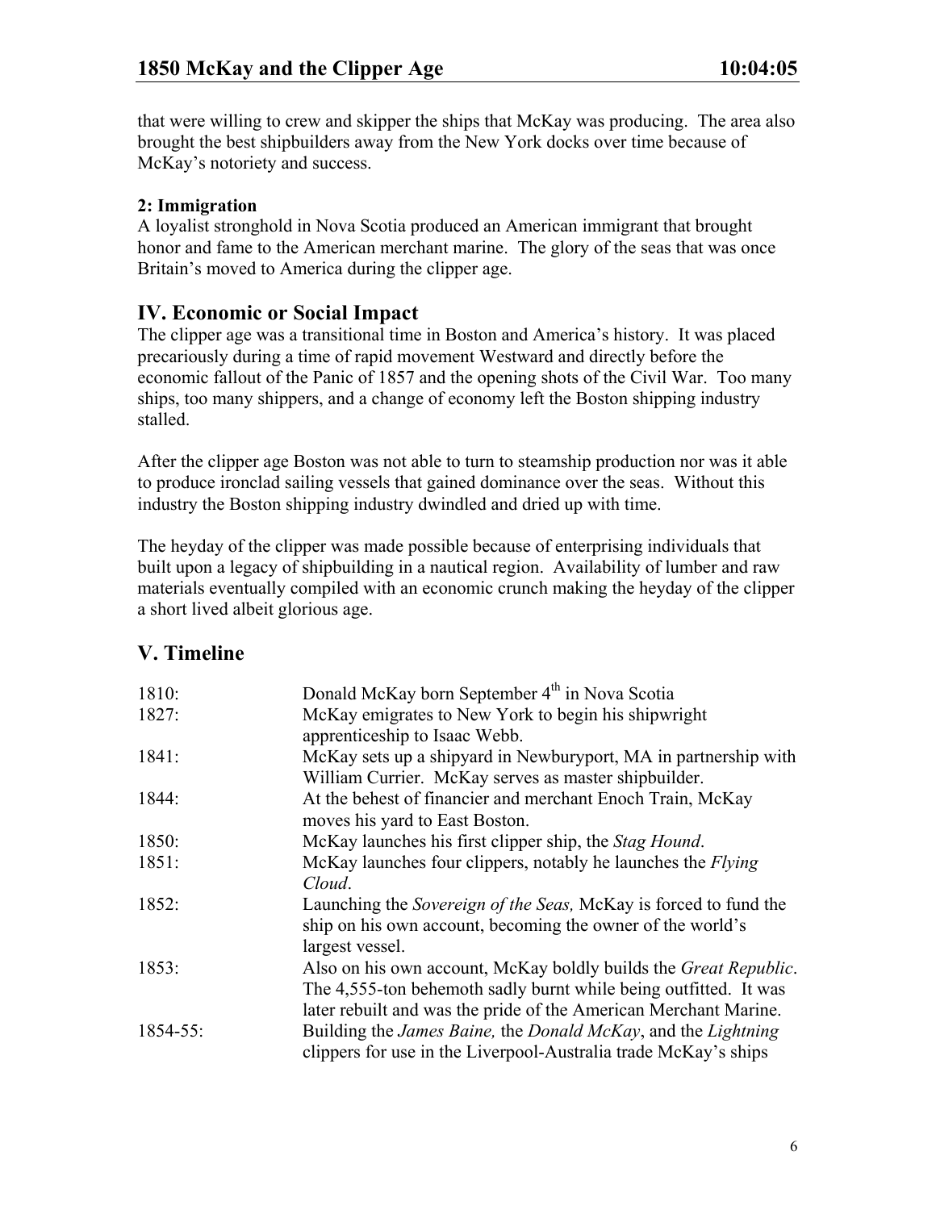that were willing to crew and skipper the ships that McKay was producing. The area also brought the best shipbuilders away from the New York docks over time because of McKay's notoriety and success.

**2: Immigration**

A loyalist stronghold in Nova Scotia produced an American immigrant that brought honor and fame to the American merchant marine. The glory of the seas that was once Britain's moved to America during the clipper age.

## IV. Economic or Social Impact

The clipper age was a transitional time in Boston and America's history. It was placed precariously during a time of rapid movement Westward and directly before the economic fallout of the Panic of 1857 and the opening shots of the Civil War. Too many ships, too many shippers, and a change of economy left the Boston shipping industry stalled.

After the clipper age Boston was not able to turn to steamship production nor was it able to produce ironclad sailing vessels that gained dominance over the seas. Without this industry the Boston shipping industry dwindled and dried up with time.

The heyday of the clipper was made possible because of enterprising individuals that built upon a legacy of shipbuilding in a nautical region. Availability of lumber and raw materials eventually compiled with an economic crunch making the heyday of the clipper a short lived albeit glorious age.

## V. Timeline

| | |
|---|---|
| 1810: | Donald McKay born September 4th in Nova Scotia |
| 1827: | McKay emigrates to New York to begin his shipwright apprenticeship to Isaac Webb. |
| 1841: | McKay sets up a shipyard in Newburyport, MA in partnership with William Currier. McKay serves as master shipbuilder. |
| 1844: | At the behest of financier and merchant Enoch Train, McKay moves his yard to East Boston. |
| 1850: | McKay launches his first clipper ship, the *Stag Hound*. |
| 1851: | McKay launches four clippers, notably he launches the *Flying Cloud*. |
| 1852: | Launching the *Sovereign of the Seas,* McKay is forced to fund the ship on his own account, becoming the owner of the world's largest vessel. |
| 1853: | Also on his own account, McKay boldly builds the *Great Republic*. The 4,555-ton behemoth sadly burnt while being outfitted. It was later rebuilt and was the pride of the American Merchant Marine. |
| 1854-55: | Building the *James Baine,* the *Donald McKay*, and the *Lightning* clippers for use in the Liverpool-Australia trade McKay's ships |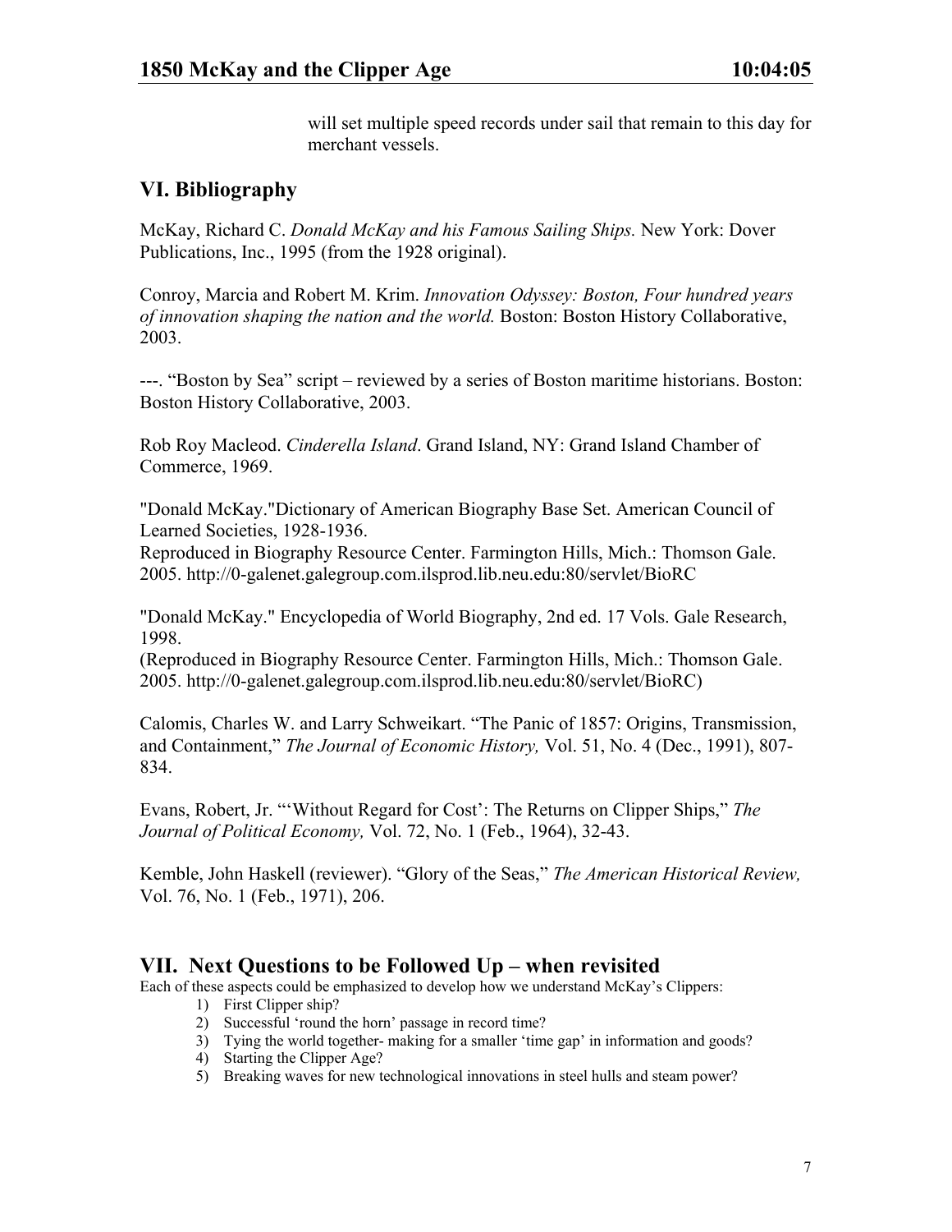will set multiple speed records under sail that remain to this day for merchant vessels.

## VI. Bibliography

McKay, Richard C. *Donald McKay and his Famous Sailing Ships.* New York: Dover Publications, Inc., 1995 (from the 1928 original).

Conroy, Marcia and Robert M. Krim. *Innovation Odyssey: Boston, Four hundred years of innovation shaping the nation and the world.* Boston: Boston History Collaborative, 2003.

---. "Boston by Sea" script – reviewed by a series of Boston maritime historians. Boston: Boston History Collaborative, 2003.

Rob Roy Macleod. *Cinderella Island*. Grand Island, NY: Grand Island Chamber of Commerce, 1969.

"Donald McKay."Dictionary of American Biography Base Set. American Council of Learned Societies, 1928-1936.
Reproduced in Biography Resource Center. Farmington Hills, Mich.: Thomson Gale. 2005. http://0-galenet.galegroup.com.ilsprod.lib.neu.edu:80/servlet/BioRC

"Donald McKay." Encyclopedia of World Biography, 2nd ed. 17 Vols. Gale Research, 1998.
(Reproduced in Biography Resource Center. Farmington Hills, Mich.: Thomson Gale. 2005. http://0-galenet.galegroup.com.ilsprod.lib.neu.edu:80/servlet/BioRC)

Calomis, Charles W. and Larry Schweikart. "The Panic of 1857: Origins, Transmission, and Containment," *The Journal of Economic History,* Vol. 51, No. 4 (Dec., 1991), 807-834.

Evans, Robert, Jr. "'Without Regard for Cost': The Returns on Clipper Ships," *The Journal of Political Economy,* Vol. 72, No. 1 (Feb., 1964), 32-43.

Kemble, John Haskell (reviewer). "Glory of the Seas," *The American Historical Review,* Vol. 76, No. 1 (Feb., 1971), 206.

## VII. Next Questions to be Followed Up – when revisited

Each of these aspects could be emphasized to develop how we understand McKay's Clippers:

1) First Clipper ship?
2) Successful 'round the horn' passage in record time?
3) Tying the world together- making for a smaller 'time gap' in information and goods?
4) Starting the Clipper Age?
5) Breaking waves for new technological innovations in steel hulls and steam power?